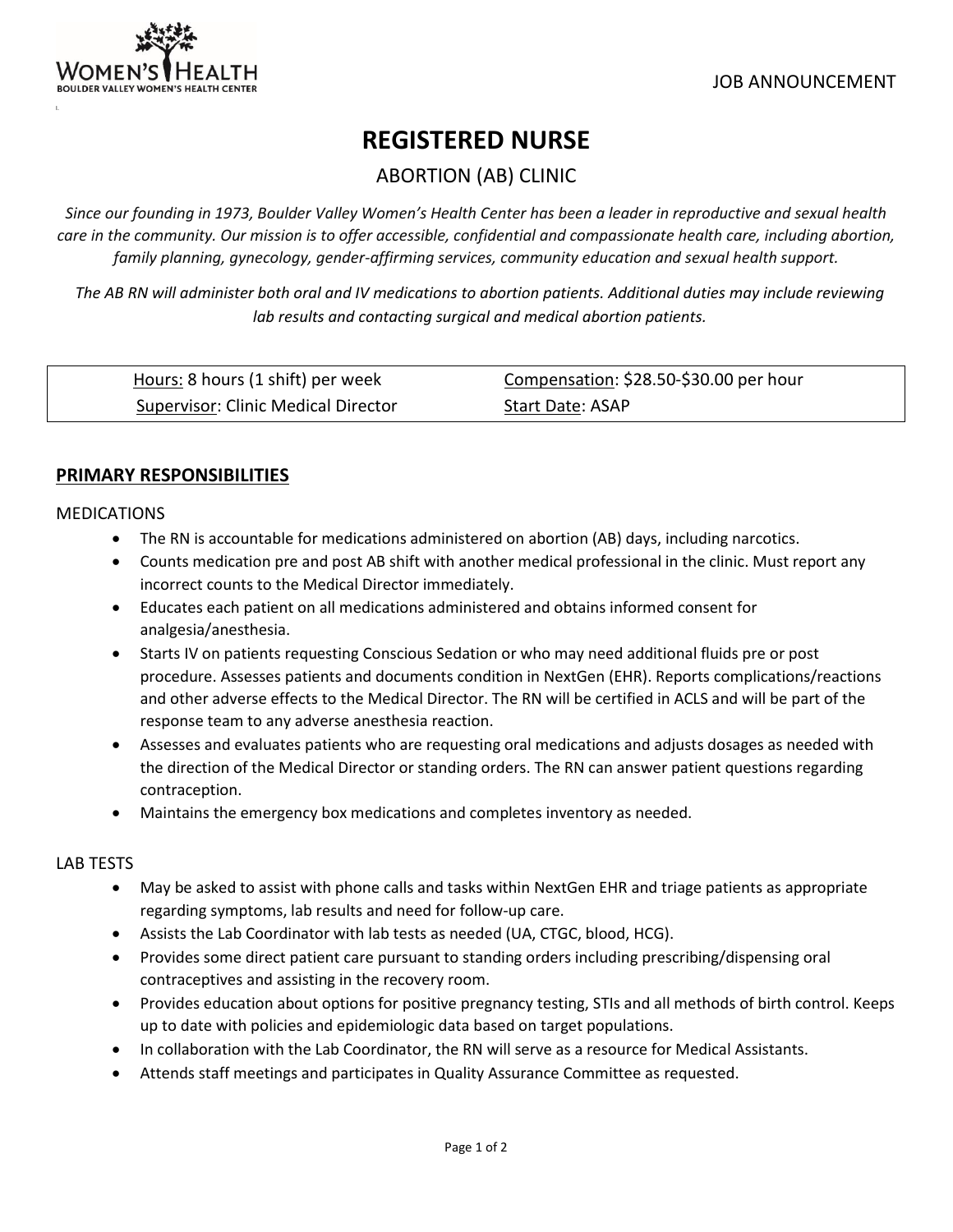WOMEN'S HEALTH
BOULDER VALLEY WOMEN'S HEALTH CENTER

JOB ANNOUNCEMENT

# REGISTERED NURSE

## ABORTION (AB) CLINIC

*Since our founding in 1973, Boulder Valley Women's Health Center has been a leader in reproductive and sexual health care in the community. Our mission is to offer accessible, confidential and compassionate health care, including abortion, family planning, gynecology, gender-affirming services, community education and sexual health support.*

*The AB RN will administer both oral and IV medications to abortion patients. Additional duties may include reviewing lab results and contacting surgical and medical abortion patients.*

| | |
|---|---|
| Hours: 8 hours (1 shift) per week | Compensation: $28.50-$30.00 per hour |
| Supervisor: Clinic Medical Director | Start Date: ASAP |

## PRIMARY RESPONSIBILITIES

### MEDICATIONS

- The RN is accountable for medications administered on abortion (AB) days, including narcotics.
- Counts medication pre and post AB shift with another medical professional in the clinic. Must report any incorrect counts to the Medical Director immediately.
- Educates each patient on all medications administered and obtains informed consent for analgesia/anesthesia.
- Starts IV on patients requesting Conscious Sedation or who may need additional fluids pre or post procedure. Assesses patients and documents condition in NextGen (EHR). Reports complications/reactions and other adverse effects to the Medical Director. The RN will be certified in ACLS and will be part of the response team to any adverse anesthesia reaction.
- Assesses and evaluates patients who are requesting oral medications and adjusts dosages as needed with the direction of the Medical Director or standing orders. The RN can answer patient questions regarding contraception.
- Maintains the emergency box medications and completes inventory as needed.

### LAB TESTS

- May be asked to assist with phone calls and tasks within NextGen EHR and triage patients as appropriate regarding symptoms, lab results and need for follow-up care.
- Assists the Lab Coordinator with lab tests as needed (UA, CTGC, blood, HCG).
- Provides some direct patient care pursuant to standing orders including prescribing/dispensing oral contraceptives and assisting in the recovery room.
- Provides education about options for positive pregnancy testing, STIs and all methods of birth control. Keeps up to date with policies and epidemiologic data based on target populations.
- In collaboration with the Lab Coordinator, the RN will serve as a resource for Medical Assistants.
- Attends staff meetings and participates in Quality Assurance Committee as requested.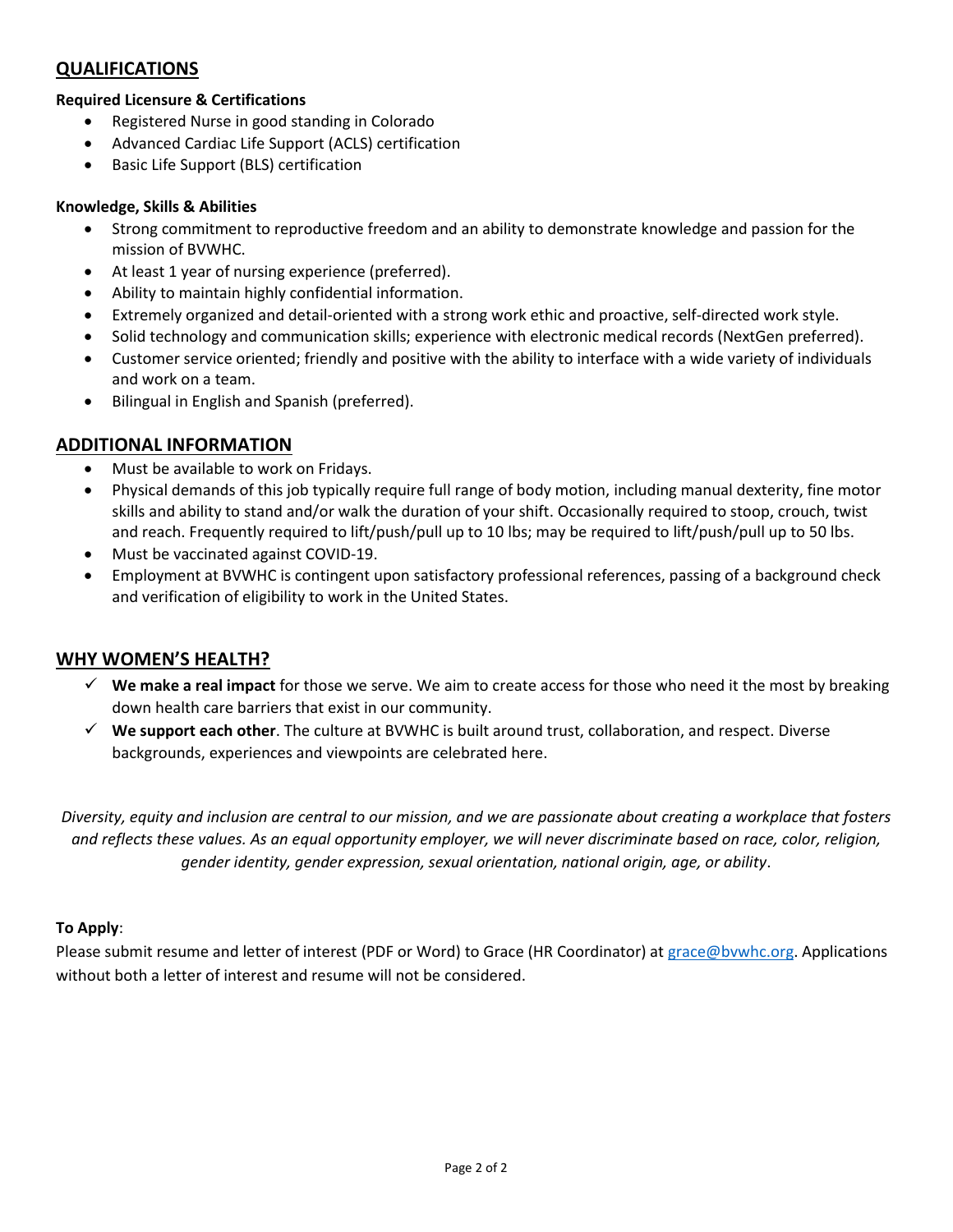## QUALIFICATIONS

**Required Licensure & Certifications**

- Registered Nurse in good standing in Colorado
- Advanced Cardiac Life Support (ACLS) certification
- Basic Life Support (BLS) certification

**Knowledge, Skills & Abilities**

- Strong commitment to reproductive freedom and an ability to demonstrate knowledge and passion for the mission of BVWHC.
- At least 1 year of nursing experience (preferred).
- Ability to maintain highly confidential information.
- Extremely organized and detail-oriented with a strong work ethic and proactive, self-directed work style.
- Solid technology and communication skills; experience with electronic medical records (NextGen preferred).
- Customer service oriented; friendly and positive with the ability to interface with a wide variety of individuals and work on a team.
- Bilingual in English and Spanish (preferred).

## ADDITIONAL INFORMATION

- Must be available to work on Fridays.
- Physical demands of this job typically require full range of body motion, including manual dexterity, fine motor skills and ability to stand and/or walk the duration of your shift. Occasionally required to stoop, crouch, twist and reach. Frequently required to lift/push/pull up to 10 lbs; may be required to lift/push/pull up to 50 lbs.
- Must be vaccinated against COVID-19.
- Employment at BVWHC is contingent upon satisfactory professional references, passing of a background check and verification of eligibility to work in the United States.

## WHY WOMEN'S HEALTH?

- ✓ **We make a real impact** for those we serve. We aim to create access for those who need it the most by breaking down health care barriers that exist in our community.
- ✓ **We support each other**. The culture at BVWHC is built around trust, collaboration, and respect. Diverse backgrounds, experiences and viewpoints are celebrated here.

*Diversity, equity and inclusion are central to our mission, and we are passionate about creating a workplace that fosters and reflects these values. As an equal opportunity employer, we will never discriminate based on race, color, religion, gender identity, gender expression, sexual orientation, national origin, age, or ability*.

**To Apply**:

Please submit resume and letter of interest (PDF or Word) to Grace (HR Coordinator) at grace@bvwhc.org. Applications without both a letter of interest and resume will not be considered.